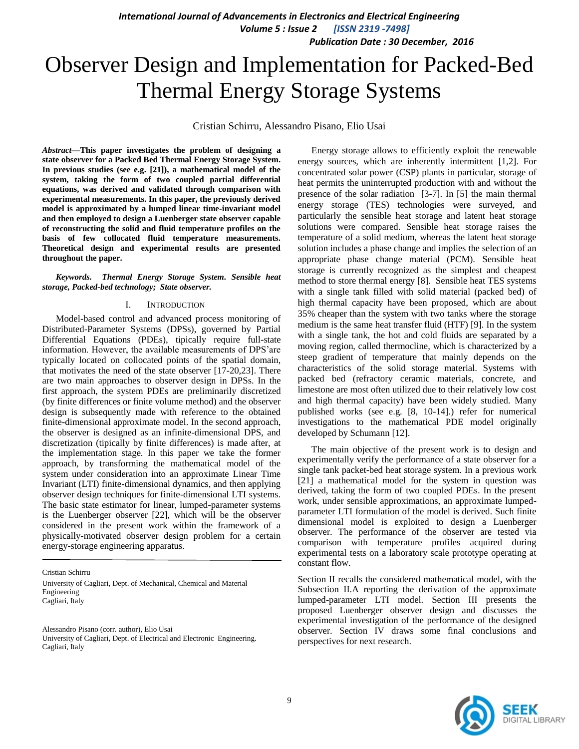# Observer Design and Implementation for Packed-Bed Thermal Energy Storage Systems

Cristian Schirru, Alessandro Pisano, Elio Usai

***Abstract*—This paper investigates the problem of designing a state observer for a Packed Bed Thermal Energy Storage System. In previous studies (see e.g. [21]), a mathematical model of the system, taking the form of two coupled partial differential equations, was derived and validated through comparison with experimental measurements. In this paper, the previously derived model is approximated by a lumped linear time-invariant model and then employed to design a Luenberger state observer capable of reconstructing the solid and fluid temperature profiles on the basis of few collocated fluid temperature measurements. Theoretical design and experimental results are presented throughout the paper.**

***Keywords. Thermal Energy Storage System. Sensible heat storage, Packed-bed technology; State observer.***

## I. INTRODUCTION

Model-based control and advanced process monitoring of Distributed-Parameter Systems (DPSs), governed by Partial Differential Equations (PDEs), tipically require full-state information. However, the available measurements of DPS'are typically located on collocated points of the spatial domain, that motivates the need of the state observer [17-20,23]. There are two main approaches to observer design in DPSs. In the first approach, the system PDEs are preliminarily discretized (by finite differences or finite volume method) and the observer design is subsequently made with reference to the obtained finite-dimensional approximate model. In the second approach, the observer is designed as an infinite-dimensional DPS, and discretization (tipically by finite differences) is made after, at the implementation stage. In this paper we take the former approach, by transforming the mathematical model of the system under consideration into an approximate Linear Time Invariant (LTI) finite-dimensional dynamics, and then applying observer design techniques for finite-dimensional LTI systems. The basic state estimator for linear, lumped-parameter systems is the Luenberger observer [22], which will be the observer considered in the present work within the framework of a physically-motivated observer design problem for a certain energy-storage engineering apparatus.

Cristian Schirru

University of Cagliari, Dept. of Mechanical, Chemical and Material Engineering
Cagliari, Italy

Alessandro Pisano (corr. author), Elio Usai

University of Cagliari, Dept. of Electrical and Electronic Engineering.
Cagliari, Italy

Energy storage allows to efficiently exploit the renewable energy sources, which are inherently intermittent [1,2]. For concentrated solar power (CSP) plants in particular, storage of heat permits the uninterrupted production with and without the presence of the solar radiation [3-7]. In [5] the main thermal energy storage (TES) technologies were surveyed, and particularly the sensible heat storage and latent heat storage solutions were compared. Sensible heat storage raises the temperature of a solid medium, whereas the latent heat storage solution includes a phase change and implies the selection of an appropriate phase change material (PCM). Sensible heat storage is currently recognized as the simplest and cheapest method to store thermal energy [8]. Sensible heat TES systems with a single tank filled with solid material (packed bed) of high thermal capacity have been proposed, which are about 35% cheaper than the system with two tanks where the storage medium is the same heat transfer fluid (HTF) [9]. In the system with a single tank, the hot and cold fluids are separated by a moving region, called thermocline, which is characterized by a steep gradient of temperature that mainly depends on the characteristics of the solid storage material. Systems with packed bed (refractory ceramic materials, concrete, and limestone are most often utilized due to their relatively low cost and high thermal capacity) have been widely studied. Many published works (see e.g. [8, 10-14].) refer for numerical investigations to the mathematical PDE model originally developed by Schumann [12].

The main objective of the present work is to design and experimentally verify the performance of a state observer for a single tank packet-bed heat storage system. In a previous work [21] a mathematical model for the system in question was derived, taking the form of two coupled PDEs. In the present work, under sensible approximations, an approximate lumped-parameter LTI formulation of the model is derived. Such finite dimensional model is exploited to design a Luenberger observer. The performance of the observer are tested via comparison with temperature profiles acquired during experimental tests on a laboratory scale prototype operating at constant flow.

Section II recalls the considered mathematical model, with the Subsection II.A reporting the derivation of the approximate lumped-parameter LTI model. Section III presents the proposed Luenberger observer design and discusses the experimental investigation of the performance of the designed observer. Section IV draws some final conclusions and perspectives for next research.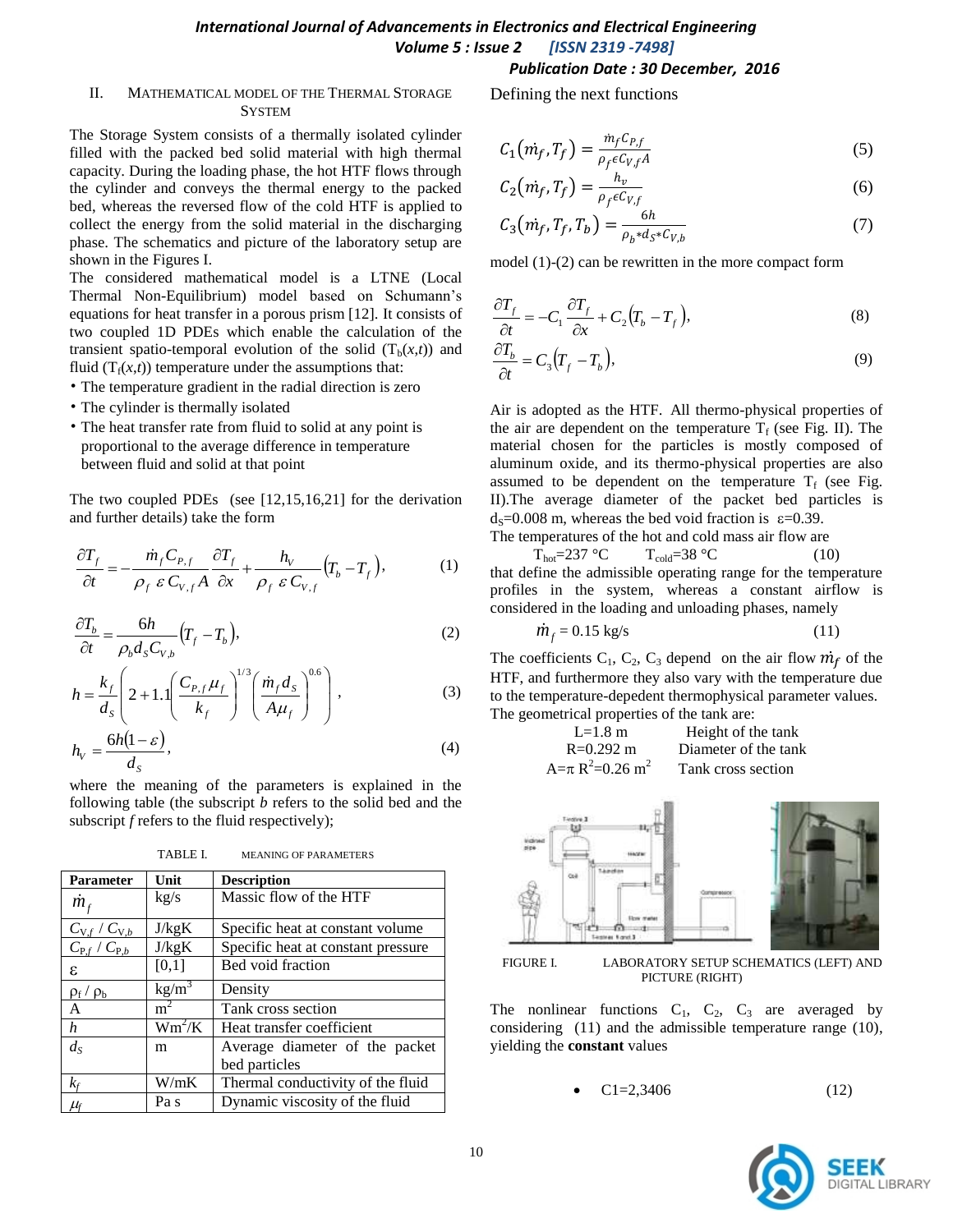## II. Mathematical Model of the Thermal Storage System

The Storage System consists of a thermally isolated cylinder filled with the packed bed solid material with high thermal capacity. During the loading phase, the hot HTF flows through the cylinder and conveys the thermal energy to the packed bed, whereas the reversed flow of the cold HTF is applied to collect the energy from the solid material in the discharging phase. The schematics and picture of the laboratory setup are shown in the Figures I.

The considered mathematical model is a LTNE (Local Thermal Non-Equilibrium) model based on Schumann's equations for heat transfer in a porous prism [12]. It consists of two coupled 1D PDEs which enable the calculation of the transient spatio-temporal evolution of the solid ($T_b(x,t)$) and fluid ($T_f(x,t)$) temperature under the assumptions that:

- The temperature gradient in the radial direction is zero
- The cylinder is thermally isolated
- The heat transfer rate from fluid to solid at any point is proportional to the average difference in temperature between fluid and solid at that point

The two coupled PDEs (see [12,15,16,21] for the derivation and further details) take the form

$$\frac{\partial T_f}{\partial t} = -\frac{\dot{m}_f C_{P,f}}{\rho_f \, \varepsilon \, C_{V,f} A} \frac{\partial T_f}{\partial x} + \frac{h_V}{\rho_f \, \varepsilon \, C_{V,f}} \left( T_b - T_f \right), \tag{1}$$

$$\frac{\partial T_b}{\partial t} = \frac{6h}{\rho_b d_S C_{V,b}} \left( T_f - T_b \right), \tag{2}$$

$$h = \frac{k_f}{d_S} \left( 2 + 1.1 \left( \frac{C_{P,f} \mu_f}{k_f} \right)^{1/3} \left( \frac{\dot{m}_f d_S}{A \mu_f} \right)^{0.6} \right), \tag{3}$$

$$h_V = \frac{6h(1-\varepsilon)}{d_S}, \tag{4}$$

where the meaning of the parameters is explained in the following table (the subscript *b* refers to the solid bed and the subscript *f* refers to the fluid respectively);

TABLE I. MEANING OF PARAMETERS

| Parameter | Unit | Description |
|---|---|---|
| $\dot{m}_f$ | kg/s | Massic flow of the HTF |
| $C_{V,f}$ / $C_{V,b}$ | J/kgK | Specific heat at constant volume |
| $C_{P,f}$ / $C_{P,b}$ | J/kgK | Specific heat at constant pressure |
| $\varepsilon$ | [0,1] | Bed void fraction |
| $\rho_f$ / $\rho_b$ | kg/m$^3$ | Density |
| A | m$^2$ | Tank cross section |
| *h* | Wm$^2$/K | Heat transfer coefficient |
| $d_S$ | m | Average diameter of the packet bed particles |
| $k_f$ | W/mK | Thermal conductivity of the fluid |
| $\mu_f$ | Pa s | Dynamic viscosity of the fluid |

Defining the next functions

$$C_1(\dot{m}_f, T_f) = \frac{\dot{m}_f C_{P,f}}{\rho_f \epsilon C_{V,f} A} \tag{5}$$

$$C_2(\dot{m}_f, T_f) = \frac{h_v}{\rho_f \epsilon C_{V,f}} \tag{6}$$

$$C_3(\dot{m}_f, T_f, T_b) = \frac{6h}{\rho_b * d_S * C_{V,b}} \tag{7}$$

model (1)-(2) can be rewritten in the more compact form

$$\frac{\partial T_f}{\partial t} = -C_1 \frac{\partial T_f}{\partial x} + C_2 \left( T_b - T_f \right), \tag{8}$$

$$\frac{\partial T_b}{\partial t} = C_3 \left( T_f - T_b \right), \tag{9}$$

Air is adopted as the HTF. All thermo-physical properties of the air are dependent on the temperature $T_f$ (see Fig. II). The material chosen for the particles is mostly composed of aluminum oxide, and its thermo-physical properties are also assumed to be dependent on the temperature $T_f$ (see Fig. II).The average diameter of the packet bed particles is $d_S$=0.008 m, whereas the bed void fraction is $\varepsilon$=0.39.

The temperatures of the hot and cold mass air flow are

$$T_{hot}=237 \text{ °C} \qquad T_{cold}=38 \text{ °C} \tag{10}$$

that define the admissible operating range for the temperature profiles in the system, whereas a constant airflow is considered in the loading and unloading phases, namely

$$\dot{m}_f = 0.15 \text{ kg/s} \tag{11}$$

The coefficients $C_1$, $C_2$, $C_3$ depend on the air flow $\dot{m}_f$ of the HTF, and furthermore they also vary with the temperature due to the temperature-depedent thermophysical parameter values. The geometrical properties of the tank are:

| | |
|---|---|
| L=1.8 m | Height of the tank |
| R=0.292 m | Diameter of the tank |
| A=$\pi$ R$^2$=0.26 m$^2$ | Tank cross section |

FIGURE I. LABORATORY SETUP SCHEMATICS (LEFT) AND PICTURE (RIGHT)

The nonlinear functions $C_1$, $C_2$, $C_3$ are averaged by considering (11) and the admissible temperature range (10), yielding the **constant** values

- C1=2,3406 (12)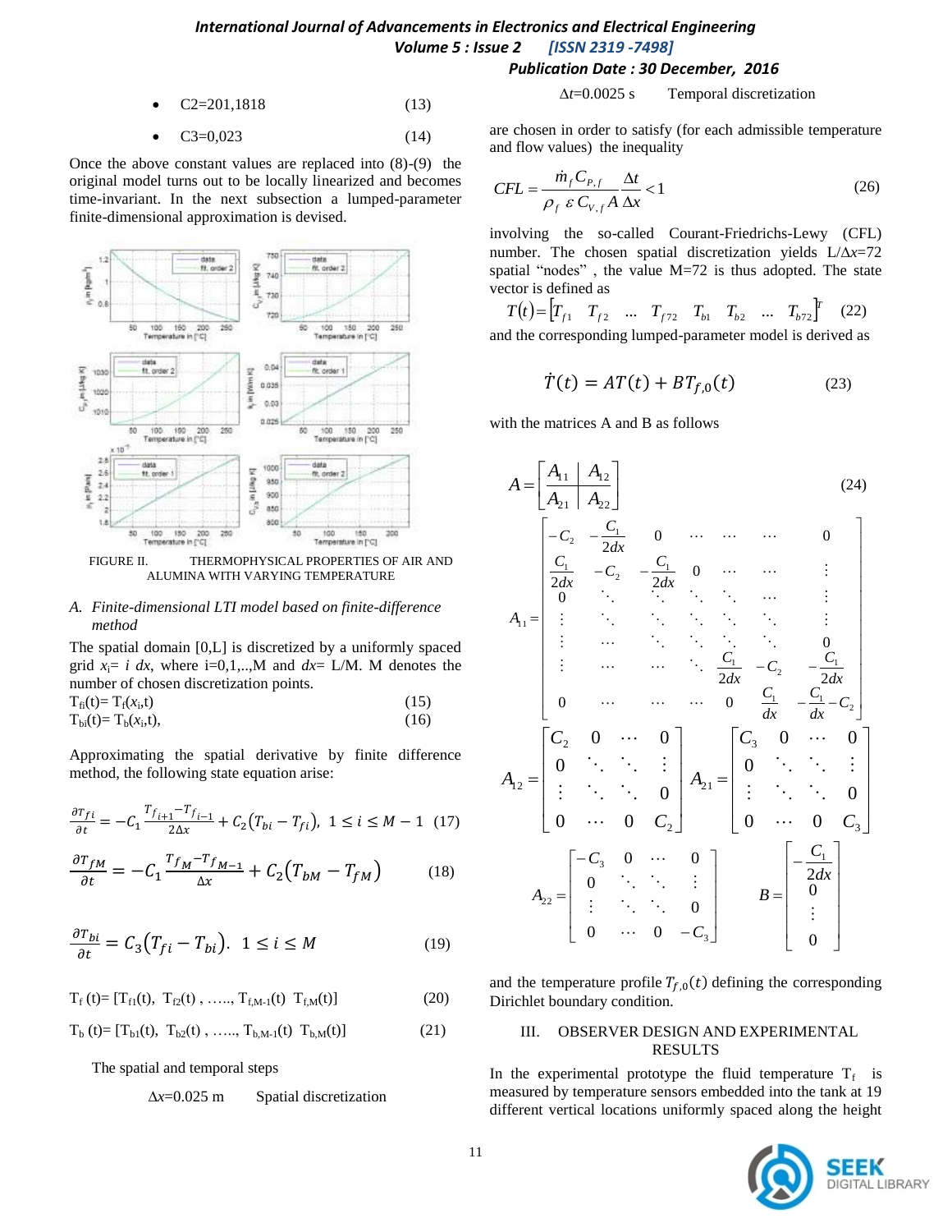- C2=201,1818 (13)
- C3=0,023 (14)

Once the above constant values are replaced into (8)-(9) the original model turns out to be locally linearized and becomes time-invariant. In the next subsection a lumped-parameter finite-dimensional approximation is devised.

FIGURE II. THERMOPHYSICAL PROPERTIES OF AIR AND ALUMINA WITH VARYING TEMPERATURE

### *A. Finite-dimensional LTI model based on finite-difference method*

The spatial domain [0,L] is discretized by a uniformly spaced grid $x_i = i\,dx$, where i=0,1,..,M and $dx$= L/M. M denotes the number of chosen discretization points.

$$T_{fi}(t)= T_f(x_i,t) \tag{15}$$

$$T_{bi}(t)= T_b(x_i,t), \tag{16}$$

Approximating the spatial derivative by finite difference method, the following state equation arise:

$$\frac{\partial T_{fi}}{\partial t} = -C_1 \frac{T_{f_{i+1}} - T_{f_{i-1}}}{2\Delta x} + C_2\left(T_{bi} - T_{fi}\right),\ 1 \le i \le M-1 \tag{17}$$

$$\frac{\partial T_{fM}}{\partial t} = -C_1 \frac{T_{fM} - T_{fM-1}}{\Delta x} + C_2\left(T_{bM} - T_{fM}\right) \tag{18}$$

$$\frac{\partial T_{bi}}{\partial t} = C_3\left(T_{fi} - T_{bi}\right).\ \ 1 \le i \le M \tag{19}$$

$$T_f(t) = [T_{f1}(t),\ T_{f2}(t),\ \ldots,\ T_{f,M-1}(t)\ \ T_{f,M}(t)] \tag{20}$$

$$T_b(t) = [T_{b1}(t),\ T_{b2}(t),\ \ldots,\ T_{b,M-1}(t)\ \ T_{b,M}(t)] \tag{21}$$

The spatial and temporal steps

$\Delta x$=0.025 m  Spatial discretization

$\Delta t$=0.0025 s  Temporal discretization

are chosen in order to satisfy (for each admissible temperature and flow values) the inequality

$$CFL = \frac{\dot{m}_f C_{P,f}}{\rho_f\ \varepsilon\, C_{V,f}\, A}\frac{\Delta t}{\Delta x} < 1 \tag{26}$$

involving the so-called Courant-Friedrichs-Lewy (CFL) number. The chosen spatial discretization yields L/$\Delta x$=72 spatial "nodes" , the value M=72 is thus adopted. The state vector is defined as

$$T(t) = \begin{bmatrix} T_{f1} & T_{f2} & \ldots & T_{f72} & T_{b1} & T_{b2} & \ldots & T_{b72} \end{bmatrix}^T \tag{22}$$

and the corresponding lumped-parameter model is derived as

$$\dot{T}(t) = AT(t) + BT_{f,0}(t) \tag{23}$$

with the matrices A and B as follows

$$A = \left[\begin{array}{c|c} A_{11} & A_{12} \\ \hline A_{21} & A_{22} \end{array}\right] \tag{24}$$

$$A_{11} = \begin{bmatrix} -C_2 & -\frac{C_1}{2dx} & 0 & \cdots & \cdots & \cdots & 0 \\ \frac{C_1}{2dx} & -C_2 & -\frac{C_1}{2dx} & 0 & \cdots & \cdots & \vdots \\ 0 & \ddots & \ddots & \ddots & \ddots & \cdots & \vdots \\ \vdots & \ddots & \ddots & \ddots & \ddots & \ddots & \vdots \\ \vdots & \cdots & \ddots & \ddots & \ddots & \ddots & 0 \\ \vdots & \cdots & \cdots & \ddots & \frac{C_1}{2dx} & -C_2 & -\frac{C_1}{2dx} \\ 0 & \cdots & \cdots & \cdots & 0 & \frac{C_1}{dx} & -\frac{C_1}{dx} - C_2 \end{bmatrix}$$

$$A_{12} = \begin{bmatrix} C_2 & 0 & \cdots & 0 \\ 0 & \ddots & \ddots & \vdots \\ \vdots & \ddots & \ddots & 0 \\ 0 & \cdots & 0 & C_2 \end{bmatrix} \quad A_{21} = \begin{bmatrix} C_3 & 0 & \cdots & 0 \\ 0 & \ddots & \ddots & \vdots \\ \vdots & \ddots & \ddots & 0 \\ 0 & \cdots & 0 & C_3 \end{bmatrix}$$

$$A_{22} = \begin{bmatrix} -C_3 & 0 & \cdots & 0 \\ 0 & \ddots & \ddots & \vdots \\ \vdots & \ddots & \ddots & 0 \\ 0 & \cdots & 0 & -C_3 \end{bmatrix} \quad B = \begin{bmatrix} -\frac{C_1}{2dx} \\ 0 \\ \vdots \\ 0 \end{bmatrix}$$

and the temperature profile $T_{f,0}(t)$ defining the corresponding Dirichlet boundary condition.

## III. OBSERVER DESIGN AND EXPERIMENTAL RESULTS

In the experimental prototype the fluid temperature $T_f$ is measured by temperature sensors embedded into the tank at 19 different vertical locations uniformly spaced along the height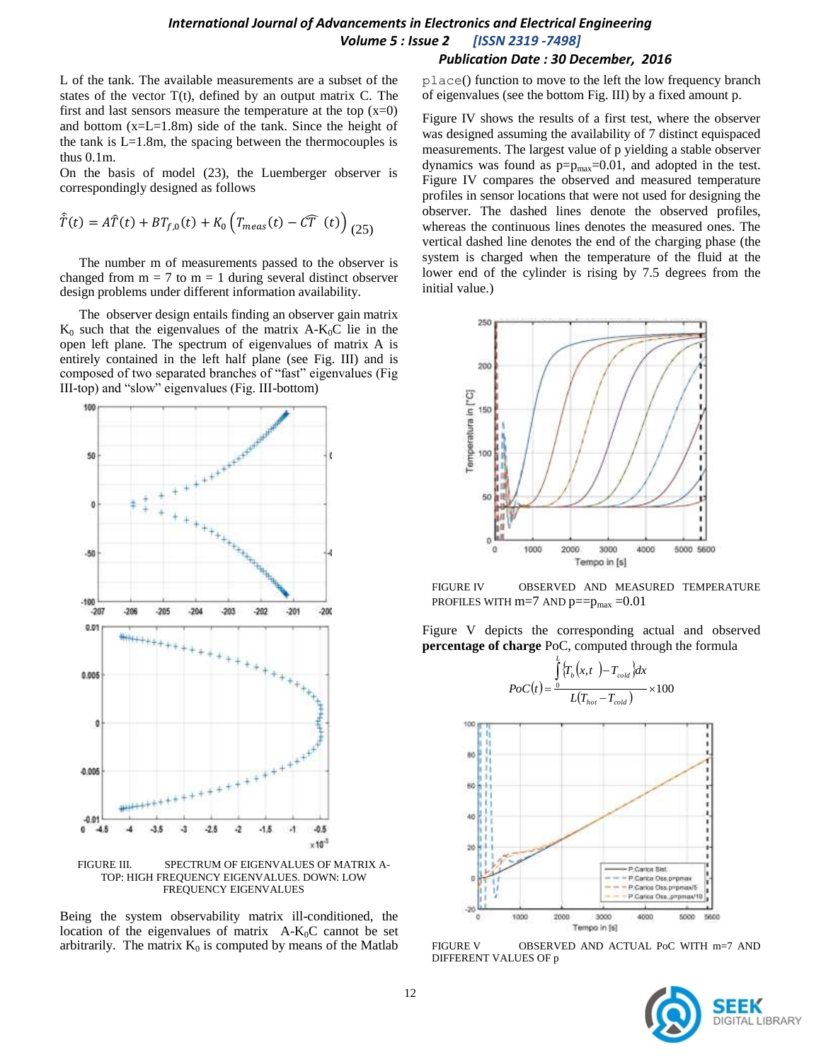L of the tank. The available measurements are a subset of the states of the vector T(t), defined by an output matrix C. The first and last sensors measure the temperature at the top (x=0) and bottom (x=L=1.8m) side of the tank. Since the height of the tank is L=1.8m, the spacing between the thermocouples is thus 0.1m.

On the basis of model (23), the Luemberger observer is correspondingly designed as follows

$$\dot{\hat{T}}(t) = A\hat{T}(t) + BT_{f,0}(t) + K_0\left(T_{meas}(t) - C\hat{T}\ (t)\right) \quad (25)$$

The number m of measurements passed to the observer is changed from m = 7 to m = 1 during several distinct observer design problems under different information availability.

The observer design entails finding an observer gain matrix $K_0$ such that the eigenvalues of the matrix $A\text{-}K_0C$ lie in the open left plane. The spectrum of eigenvalues of matrix A is entirely contained in the left half plane (see Fig. III) and is composed of two separated branches of "fast" eigenvalues (Fig III-top) and "slow" eigenvalues (Fig. III-bottom)

FIGURE III. SPECTRUM OF EIGENVALUES OF MATRIX A-TOP: HIGH FREQUENCY EIGENVALUES. DOWN: LOW FREQUENCY EIGENVALUES

Being the system observability matrix ill-conditioned, the location of the eigenvalues of matrix $A\text{-}K_0C$ cannot be set arbitrarily. The matrix $K_0$ is computed by means of the Matlab place() function to move to the left the low frequency branch of eigenvalues (see the bottom Fig. III) by a fixed amount p.

Figure IV shows the results of a first test, where the observer was designed assuming the availability of 7 distinct equispaced measurements. The largest value of p yielding a stable observer dynamics was found as $p=p_{max}=0.01$, and adopted in the test. Figure IV compares the observed and measured temperature profiles in sensor locations that were not used for designing the observer. The dashed lines denote the observed profiles, whereas the continuous lines denotes the measured ones. The vertical dashed line denote the end of the charging phase (the system is charged when the temperature of the fluid at the lower end of the cylinder is rising by 7.5 degrees from the initial value.)

FIGURE IV OBSERVED AND MEASURED TEMPERATURE PROFILES WITH $m=7$ AND $p==p_{max}=0.01$

Figure V depicts the corresponding actual and observed **percentage of charge** PoC, computed through the formula

$$PoC(t) = \frac{\int_0^L \{T_b(x,t) - T_{cold}\} dx}{L(T_{hot} - T_{cold})} \times 100$$

FIGURE V OBSERVED AND ACTUAL PoC WITH m=7 AND DIFFERENT VALUES OF p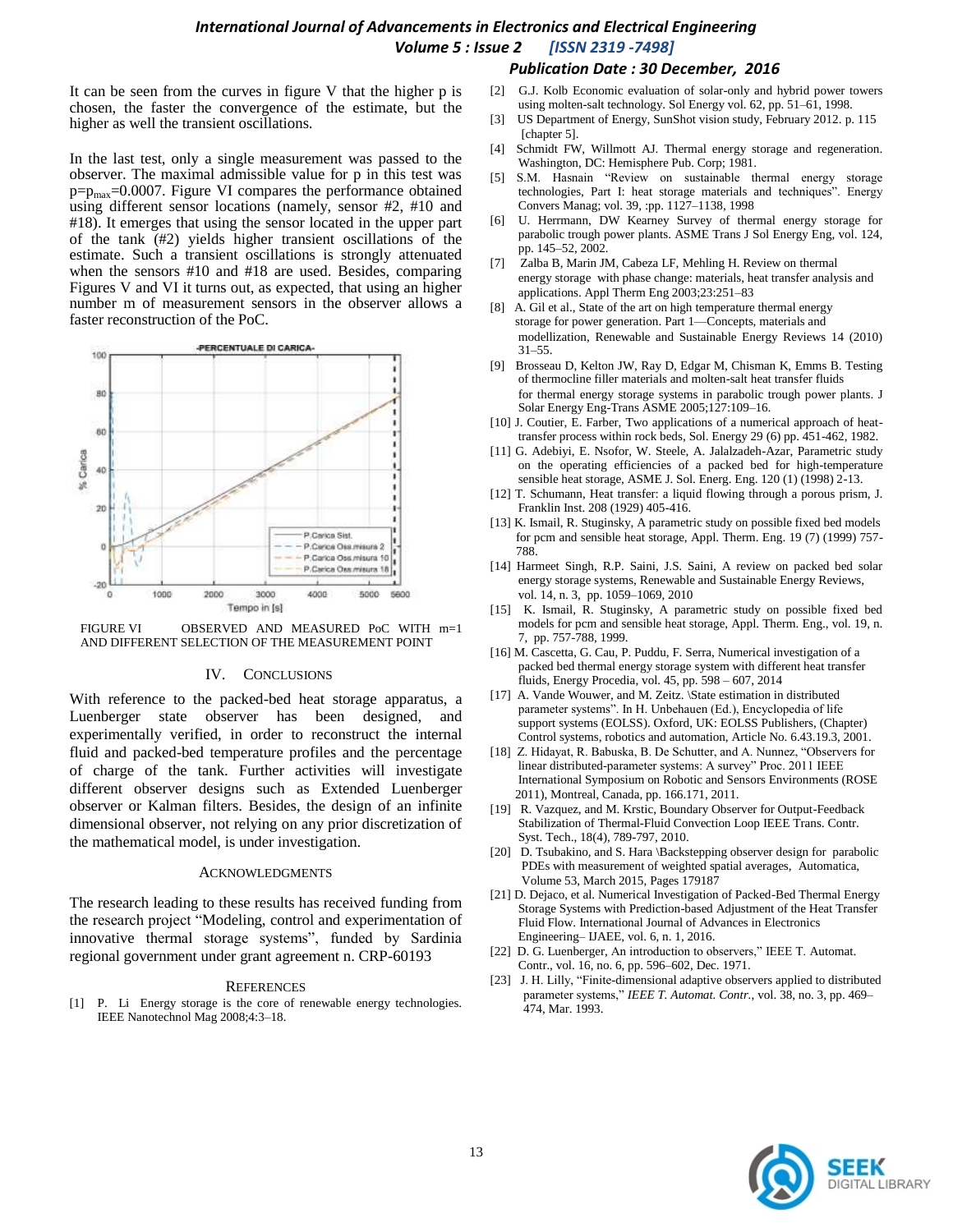It can be seen from the curves in figure V that the higher p is chosen, the faster the convergence of the estimate, but the higher as well the transient oscillations.

In the last test, only a single measurement was passed to the observer. The maximal admissible value for p in this test was $p=p_{max}=0.0007$. Figure VI compares the performance obtained using different sensor locations (namely, sensor #2, #10 and #18). It emerges that using the sensor located in the upper part of the tank (#2) yields higher transient oscillations of the estimate. Such a transient oscillations is strongly attenuated when the sensors #10 and #18 are used. Besides, comparing Figures V and VI it turns out, as expected, that using an higher number m of measurement sensors in the observer allows a faster reconstruction of the PoC.

-PERCENTUALE DI CARICA-

% Carica

Tempo in [s]

100
80
60
40
20
0
-20

0
1000
2000
3000
4000
5000
5600

P.Carica Sist.
P.Carica Oss.misura 2
P.Carica Oss.misura 10
P.Carica Oss.misura 18

FIGURE VI OBSERVED AND MEASURED PoC WITH m=1 AND DIFFERENT SELECTION OF THE MEASUREMENT POINT

## IV. Conclusions

With reference to the packed-bed heat storage apparatus, a Luenberger state observer has been designed, and experimentally verified, in order to reconstruct the internal fluid and packed-bed temperature profiles and the percentage of charge of the tank. Further activities will investigate different observer designs such as Extended Luenberger observer or Kalman filters. Besides, the design of an infinite dimensional observer, not relying on any prior discretization of the mathematical model, is under investigation.

## Acknowledgments

The research leading to these results has received funding from the research project "Modeling, control and experimentation of innovative thermal storage systems", funded by Sardinia regional government under grant agreement n. CRP-60193

## References

[1] P. Li Energy storage is the core of renewable energy technologies. IEEE Nanotechnol Mag 2008;4:3–18.

[2] G.J. Kolb Economic evaluation of solar-only and hybrid power towers using molten-salt technology. Sol Energy vol. 62, pp. 51–61, 1998.

[3] US Department of Energy, SunShot vision study, February 2012. p. 115 [chapter 5].

[4] Schmidt FW, Willmott AJ. Thermal energy storage and regeneration. Washington, DC: Hemisphere Pub. Corp; 1981.

[5] S.M. Hasnain "Review on sustainable thermal energy storage technologies, Part I: heat storage materials and techniques". Energy Convers Manag; vol. 39, :pp. 1127–1138, 1998

[6] U. Herrmann, DW Kearney Survey of thermal energy storage for parabolic trough power plants. ASME Trans J Sol Energy Eng, vol. 124, pp. 145–52, 2002.

[7] Zalba B, Marin JM, Cabeza LF, Mehling H. Review on thermal energy storage with phase change: materials, heat transfer analysis and applications. Appl Therm Eng 2003;23:251–83

[8] A. Gil et al., State of the art on high temperature thermal energy storage for power generation. Part 1—Concepts, materials and modellization, Renewable and Sustainable Energy Reviews 14 (2010) 31–55.

[9] Brosseau D, Kelton JW, Ray D, Edgar M, Chisman K, Emms B. Testing of thermocline filler materials and molten-salt heat transfer fluids for thermal energy storage systems in parabolic trough power plants. J Solar Energy Eng-Trans ASME 2005;127:109–16.

[10] J. Coutier, E. Farber, Two applications of a numerical approach of heat-transfer process within rock beds, Sol. Energy 29 (6) pp. 451-462, 1982.

[11] G. Adebiyi, E. Nsofor, W. Steele, A. Jalalzadeh-Azar, Parametric study on the operating efficiencies of a packed bed for high-temperature sensible heat storage, ASME J. Sol. Energ. Eng. 120 (1) (1998) 2-13.

[12] T. Schumann, Heat transfer: a liquid flowing through a porous prism, J. Franklin Inst. 208 (1929) 405-416.

[13] K. Ismail, R. Stuginsky, A parametric study on possible fixed bed models for pcm and sensible heat storage, Appl. Therm. Eng. 19 (7) (1999) 757-788.

[14] Harmeet Singh, R.P. Saini, J.S. Saini, A review on packed bed solar energy storage systems, Renewable and Sustainable Energy Reviews, vol. 14, n. 3, pp. 1059–1069, 2010

[15] K. Ismail, R. Stuginsky, A parametric study on possible fixed bed models for pcm and sensible heat storage, Appl. Therm. Eng., vol. 19, n. 7, pp. 757-788, 1999.

[16] M. Cascetta, G. Cau, P. Puddu, F. Serra, Numerical investigation of a packed bed thermal energy storage system with different heat transfer fluids, Energy Procedia, vol. 45, pp. 598 – 607, 2014

[17] A. Vande Wouwer, and M. Zeitz. \State estimation in distributed parameter systems". In H. Unbehauen (Ed.), Encyclopedia of life support systems (EOLSS). Oxford, UK: EOLSS Publishers, (Chapter) Control systems, robotics and automation, Article No. 6.43.19.3, 2001.

[18] Z. Hidayat, R. Babuska, B. De Schutter, and A. Nunnez, "Observers for linear distributed-parameter systems: A survey" Proc. 2011 IEEE International Symposium on Robotic and Sensors Environments (ROSE 2011), Montreal, Canada, pp. 166.171, 2011.

[19] R. Vazquez, and M. Krstic, Boundary Observer for Output-Feedback Stabilization of Thermal-Fluid Convection Loop IEEE Trans. Contr. Syst. Tech., 18(4), 789-797, 2010.

[20] D. Tsubakino, and S. Hara \Backstepping observer design for parabolic PDEs with measurement of weighted spatial averages, Automatica, Volume 53, March 2015, Pages 179187

[21] D. Dejaco, et al. Numerical Investigation of Packed-Bed Thermal Energy Storage Systems with Prediction-based Adjustment of the Heat Transfer Fluid Flow. International Journal of Advances in Electronics Engineering– IJAEE, vol. 6, n. 1, 2016.

[22] D. G. Luenberger, An introduction to observers," IEEE T. Automat. Contr., vol. 16, no. 6, pp. 596–602, Dec. 1971.

[23] J. H. Lilly, "Finite-dimensional adaptive observers applied to distributed parameter systems," *IEEE T. Automat. Contr.*, vol. 38, no. 3, pp. 469–474, Mar. 1993.